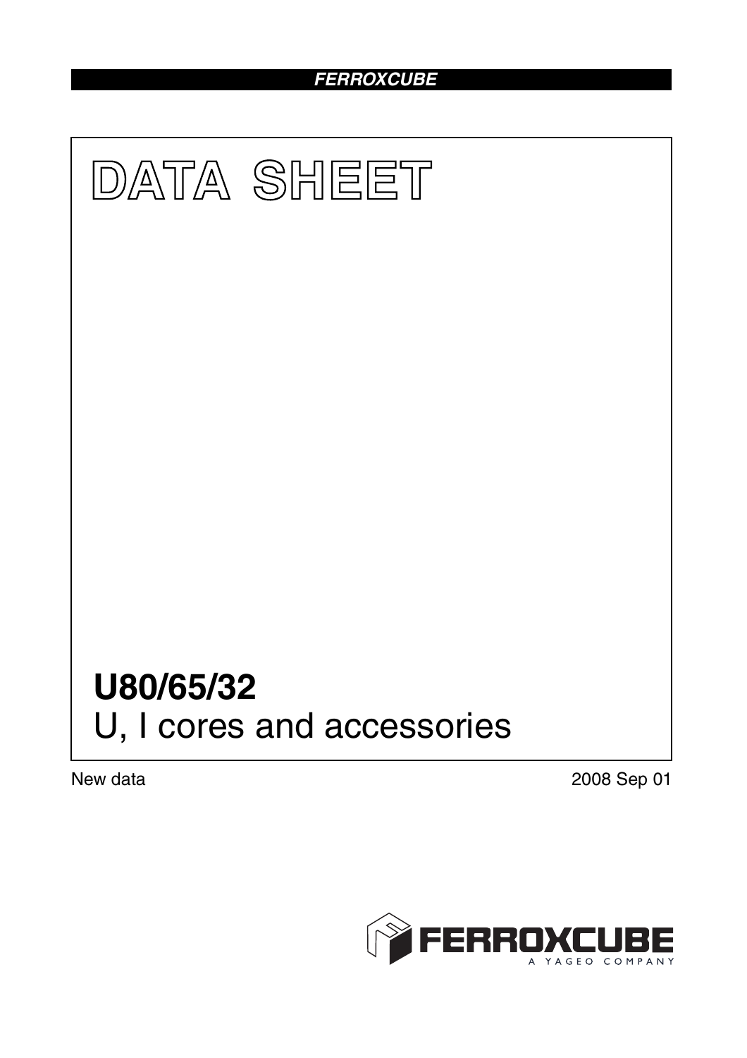# DATA SHEET

## U80/65/32

U, I cores and accessories

New data

2008 Sep 01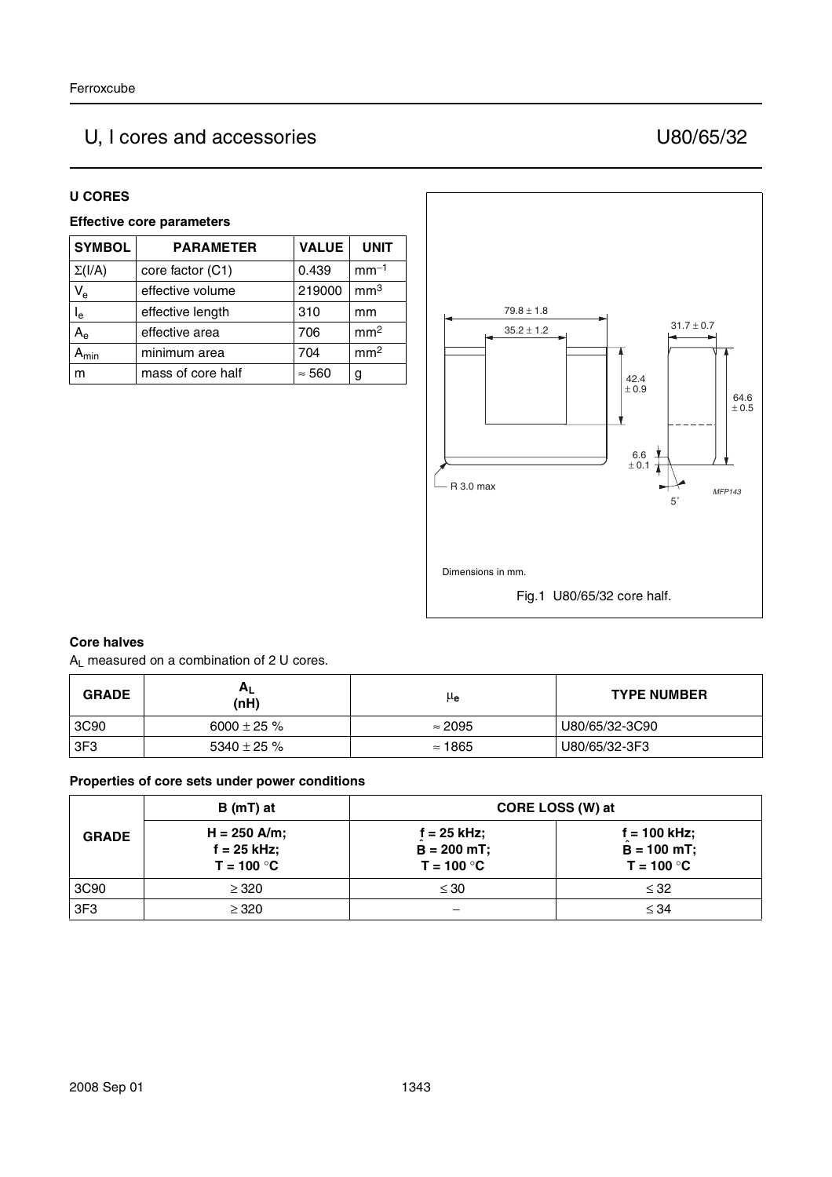## U CORES

### Effective core parameters

| SYMBOL | PARAMETER | VALUE | UNIT |
|---|---|---|---|
| $\Sigma(I/A)$ | core factor (C1) | 0.439 | $mm^{-1}$ |
| $V_e$ | effective volume | 219000 | $mm^3$ |
| $I_e$ | effective length | 310 | mm |
| $A_e$ | effective area | 706 | $mm^2$ |
| $A_{min}$ | minimum area | 704 | $mm^2$ |
| m | mass of core half | ≈ 560 | g |

Dimensions in mm.

Fig.1 U80/65/32 core half.

### Core halves

$A_L$ measured on a combination of 2 U cores.

| GRADE | $A_L$ (nH) | $\mu_e$ | TYPE NUMBER |
|---|---|---|---|
| 3C90 | 6000 ± 25 % | ≈ 2095 | U80/65/32-3C90 |
| 3F3 | 5340 ± 25 % | ≈ 1865 | U80/65/32-3F3 |

### Properties of core sets under power conditions

| GRADE | B (mT) at | CORE LOSS (W) at | |
|---|---|---|---|
| | H = 250 A/m; f = 25 kHz; T = 100 °C | f = 25 kHz; $\hat{B}$ = 200 mT; T = 100 °C | f = 100 kHz; $\hat{B}$ = 100 mT; T = 100 °C |
| 3C90 | ≥ 320 | ≤ 30 | ≤ 32 |
| 3F3 | ≥ 320 | − | ≤ 34 |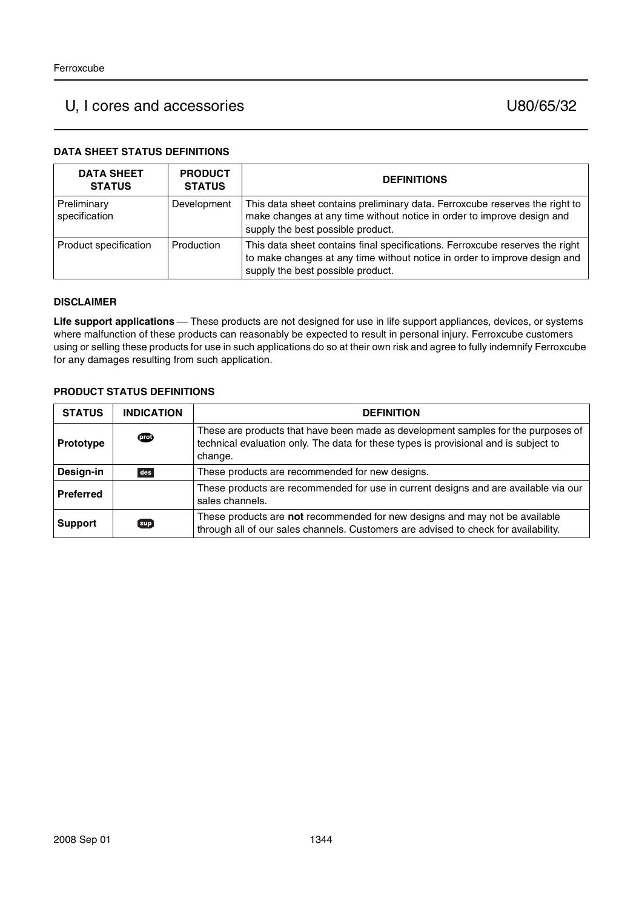## DATA SHEET STATUS DEFINITIONS

| DATA SHEET STATUS | PRODUCT STATUS | DEFINITIONS |
|---|---|---|
| Preliminary specification | Development | This data sheet contains preliminary data. Ferroxcube reserves the right to make changes at any time without notice in order to improve design and supply the best possible product. |
| Product specification | Production | This data sheet contains final specifications. Ferroxcube reserves the right to make changes at any time without notice in order to improve design and supply the best possible product. |

## DISCLAIMER

**Life support applications** — These products are not designed for use in life support appliances, devices, or systems where malfunction of these products can reasonably be expected to result in personal injury. Ferroxcube customers using or selling these products for use in such applications do so at their own risk and agree to fully indemnify Ferroxcube for any damages resulting from such application.

## PRODUCT STATUS DEFINITIONS

| STATUS | INDICATION | DEFINITION |
|---|---|---|
| **Prototype** | prot | These are products that have been made as development samples for the purposes of technical evaluation only. The data for these types is provisional and is subject to change. |
| **Design-in** | des | These products are recommended for new designs. |
| **Preferred** | | These products are recommended for use in current designs and are available via our sales channels. |
| **Support** | sup | These products are **not** recommended for new designs and may not be available through all of our sales channels. Customers are advised to check for availability. |